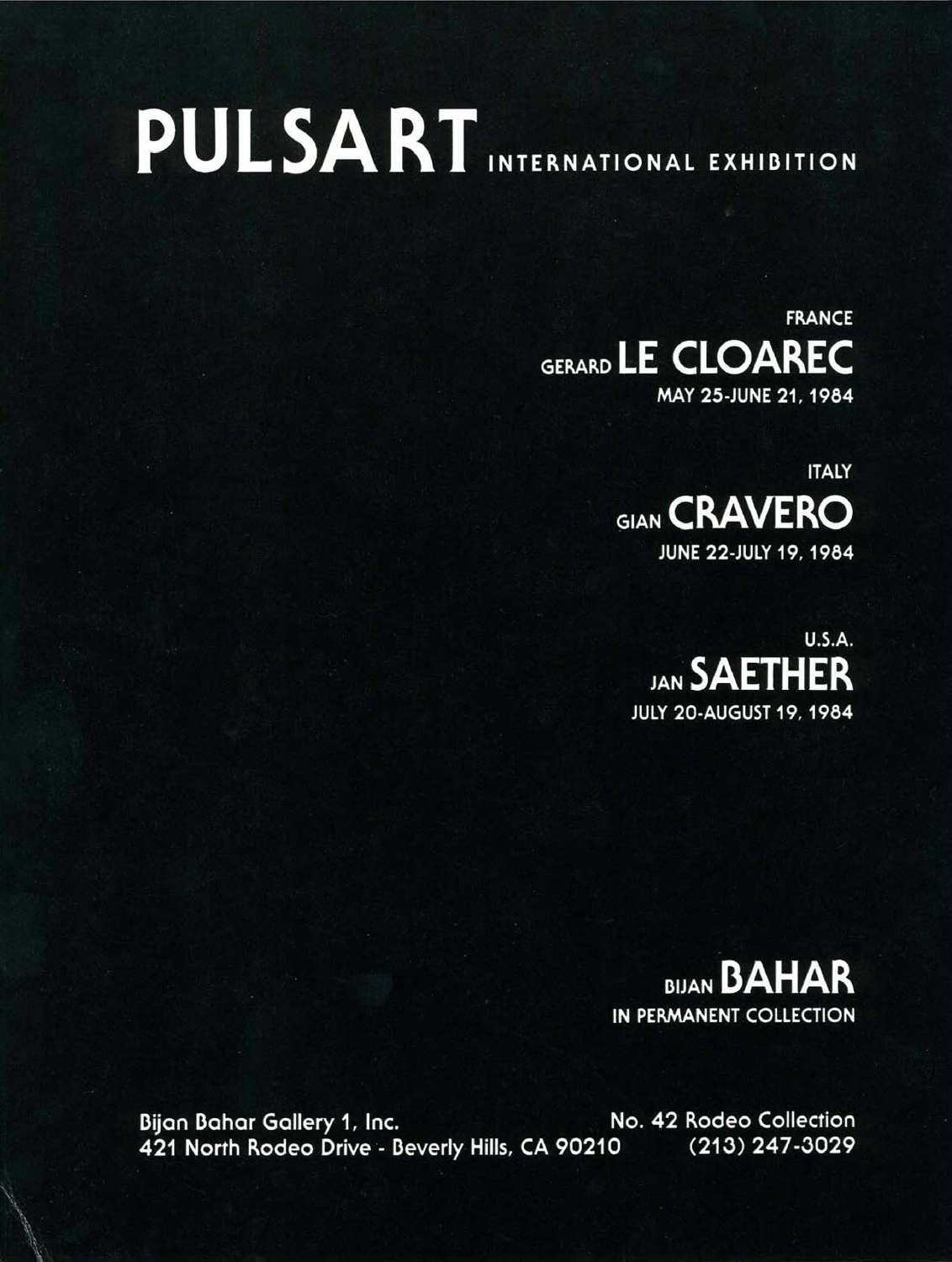# PULSART INTERNATIONAL EXHIBITION

FRANCE

## GERARD LE CLOAREC

MAY 25-JUNE 21, 1984

ITALY

## GIAN CRAVERO

JUNE 22-JULY 19, 1984

U.S.A.

## JAN SAETHER

JULY 20-AUGUST 19, 1984

## BIJAN BAHAR

IN PERMANENT COLLECTION

Bijan Bahar Gallery 1, Inc.
421 North Rodeo Drive - Beverly Hills, CA 90210

No. 42 Rodeo Collection
(213) 247-3029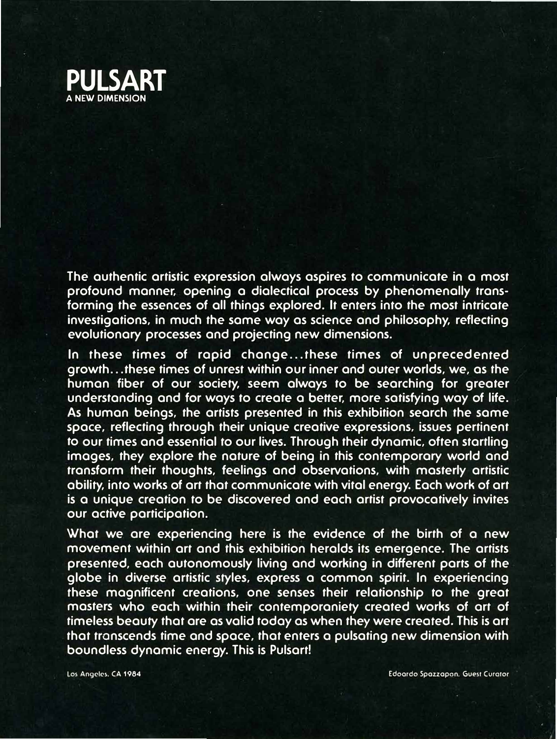# PULSART

**A NEW DIMENSION**

The authentic artistic expression always aspires to communicate in a most profound manner, opening a dialectical process by phenomenally transforming the essences of all things explored. It enters into the most intricate investigations, in much the same way as science and philosophy, reflecting evolutionary processes and projecting new dimensions.

In these times of rapid change...these times of unprecedented growth...these times of unrest within our inner and outer worlds, we, as the human fiber of our society, seem always to be searching for greater understanding and for ways to create a better, more satisfying way of life. As human beings, the artists presented in this exhibition search the same space, reflecting through their unique creative expressions, issues pertinent to our times and essential to our lives. Through their dynamic, often startling images, they explore the nature of being in this contemporary world and transform their thoughts, feelings and observations, with masterly artistic ability, into works of art that communicate with vital energy. Each work of art is a unique creation to be discovered and each artist provocatively invites our active participation.

What we are experiencing here is the evidence of the birth of a new movement within art and this exhibition heralds its emergence. The artists presented, each autonomously living and working in different parts of the globe in diverse artistic styles, express a common spirit. In experiencing these magnificent creations, one senses their relationship to the great masters who each within their contemporaniety created works of art of timeless beauty that are as valid today as when they were created. This is art that transcends time and space, that enters a pulsating new dimension with boundless dynamic energy. This is Pulsart!

Los Angeles, CA 1984

Edoardo Spazzapan, Guest Curator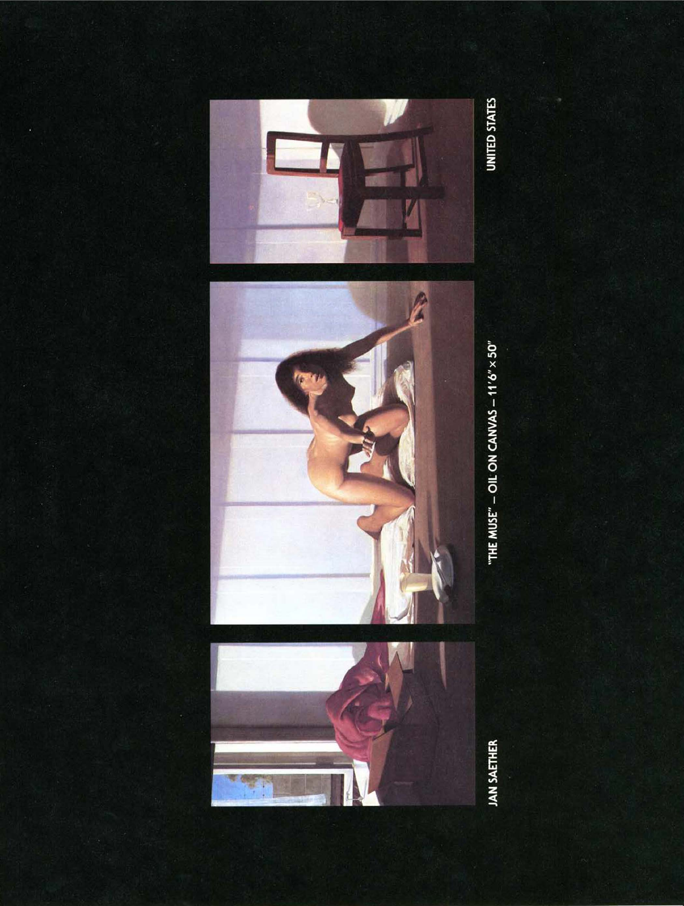JAN SAETHER

"THE MUSE" – OIL ON CANVAS – 11'6" × 50"

UNITED STATES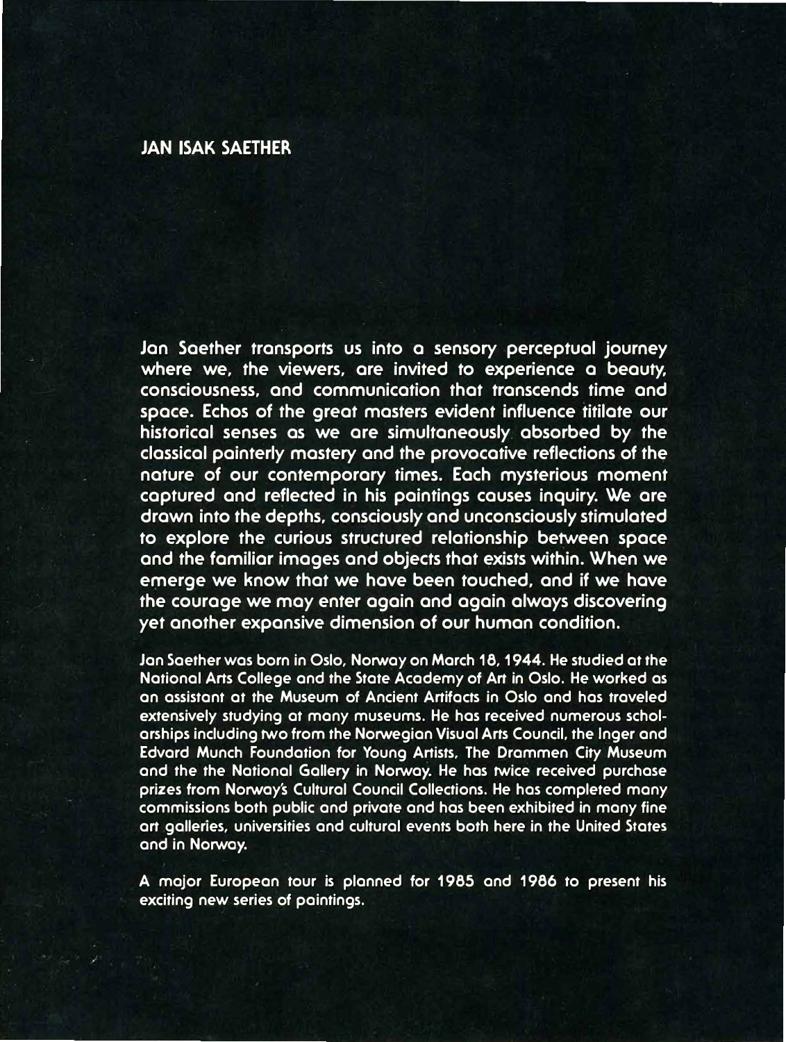## JAN ISAK SAETHER

Jan Saether transports us into a sensory perceptual journey where we, the viewers, are invited to experience a beauty, consciousness, and communication that transcends time and space. Echos of the great masters evident influence titilate our historical senses as we are simultaneously absorbed by the classical painterly mastery and the provocative reflections of the nature of our contemporary times. Each mysterious moment captured and reflected in his paintings causes inquiry. We are drawn into the depths, consciously and unconsciously stimulated to explore the curious structured relationship between space and the familiar images and objects that exists within. When we emerge we know that we have been touched, and if we have the courage we may enter again and again always discovering yet another expansive dimension of our human condition.

Jan Saether was born in Oslo, Norway on March 18, 1944. He studied at the National Arts College and the State Academy of Art in Oslo. He worked as an assistant at the Museum of Ancient Artifacts in Oslo and has traveled extensively studying at many museums. He has received numerous scholarships including two from the Norwegian Visual Arts Council, the Inger and Edvard Munch Foundation for Young Artists, The Drammen City Museum and the the National Gallery in Norway. He has twice received purchase prizes from Norway's Cultural Council Collections. He has completed many commissions both public and private and has been exhibited in many fine art galleries, universities and cultural events both here in the United States and in Norway.

A major European tour is planned for 1985 and 1986 to present his exciting new series of paintings.